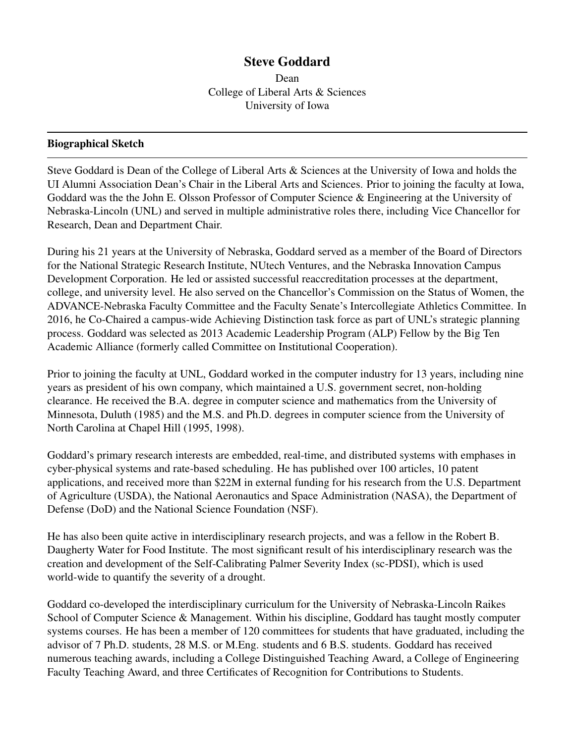# Steve Goddard

Dean
College of Liberal Arts & Sciences
University of Iowa

---

## Biographical Sketch

---

Steve Goddard is Dean of the College of Liberal Arts & Sciences at the University of Iowa and holds the UI Alumni Association Dean's Chair in the Liberal Arts and Sciences. Prior to joining the faculty at Iowa, Goddard was the the John E. Olsson Professor of Computer Science & Engineering at the University of Nebraska-Lincoln (UNL) and served in multiple administrative roles there, including Vice Chancellor for Research, Dean and Department Chair.

During his 21 years at the University of Nebraska, Goddard served as a member of the Board of Directors for the National Strategic Research Institute, NUtech Ventures, and the Nebraska Innovation Campus Development Corporation. He led or assisted successful reaccreditation processes at the department, college, and university level. He also served on the Chancellor's Commission on the Status of Women, the ADVANCE-Nebraska Faculty Committee and the Faculty Senate's Intercollegiate Athletics Committee. In 2016, he Co-Chaired a campus-wide Achieving Distinction task force as part of UNL's strategic planning process. Goddard was selected as 2013 Academic Leadership Program (ALP) Fellow by the Big Ten Academic Alliance (formerly called Committee on Institutional Cooperation).

Prior to joining the faculty at UNL, Goddard worked in the computer industry for 13 years, including nine years as president of his own company, which maintained a U.S. government secret, non-holding clearance. He received the B.A. degree in computer science and mathematics from the University of Minnesota, Duluth (1985) and the M.S. and Ph.D. degrees in computer science from the University of North Carolina at Chapel Hill (1995, 1998).

Goddard's primary research interests are embedded, real-time, and distributed systems with emphases in cyber-physical systems and rate-based scheduling. He has published over 100 articles, 10 patent applications, and received more than $22M in external funding for his research from the U.S. Department of Agriculture (USDA), the National Aeronautics and Space Administration (NASA), the Department of Defense (DoD) and the National Science Foundation (NSF).

He has also been quite active in interdisciplinary research projects, and was a fellow in the Robert B. Daugherty Water for Food Institute. The most significant result of his interdisciplinary research was the creation and development of the Self-Calibrating Palmer Severity Index (sc-PDSI), which is used world-wide to quantify the severity of a drought.

Goddard co-developed the interdisciplinary curriculum for the University of Nebraska-Lincoln Raikes School of Computer Science & Management. Within his discipline, Goddard has taught mostly computer systems courses. He has been a member of 120 committees for students that have graduated, including the advisor of 7 Ph.D. students, 28 M.S. or M.Eng. students and 6 B.S. students. Goddard has received numerous teaching awards, including a College Distinguished Teaching Award, a College of Engineering Faculty Teaching Award, and three Certificates of Recognition for Contributions to Students.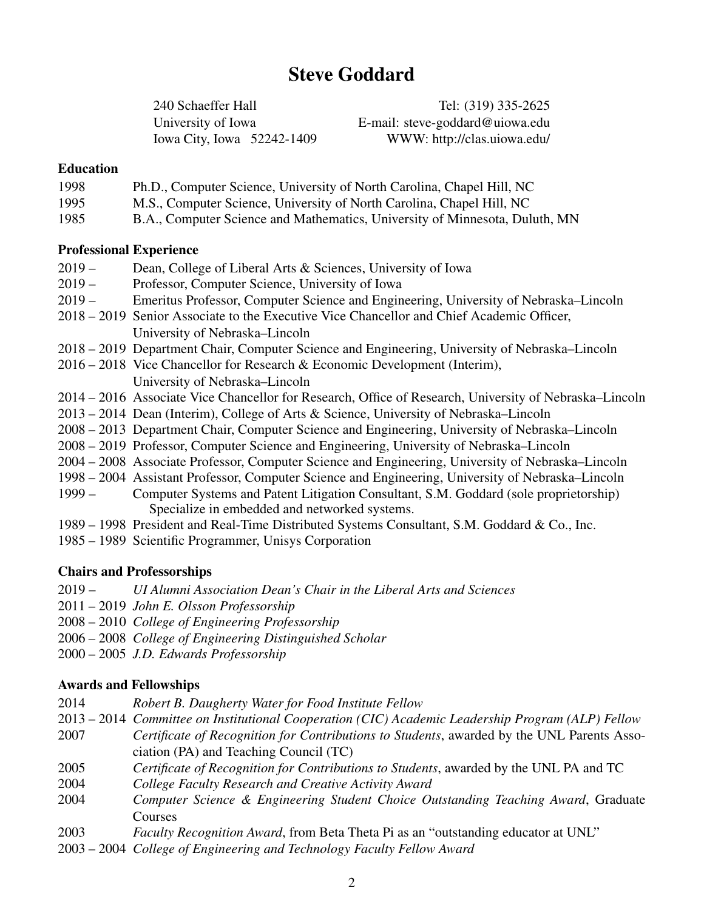# Steve Goddard

240 Schaeffer Hall
University of Iowa
Iowa City, Iowa 52242-1409

Tel: (319) 335-2625
E-mail: steve-goddard@uiowa.edu
WWW: http://clas.uiowa.edu/

## Education

1998 Ph.D., Computer Science, University of North Carolina, Chapel Hill, NC
1995 M.S., Computer Science, University of North Carolina, Chapel Hill, NC
1985 B.A., Computer Science and Mathematics, University of Minnesota, Duluth, MN

## Professional Experience

2019 – Dean, College of Liberal Arts & Sciences, University of Iowa
2019 – Professor, Computer Science, University of Iowa
2019 – Emeritus Professor, Computer Science and Engineering, University of Nebraska–Lincoln
2018 – 2019 Senior Associate to the Executive Vice Chancellor and Chief Academic Officer, University of Nebraska–Lincoln
2018 – 2019 Department Chair, Computer Science and Engineering, University of Nebraska–Lincoln
2016 – 2018 Vice Chancellor for Research & Economic Development (Interim), University of Nebraska–Lincoln
2014 – 2016 Associate Vice Chancellor for Research, Office of Research, University of Nebraska–Lincoln
2013 – 2014 Dean (Interim), College of Arts & Science, University of Nebraska–Lincoln
2008 – 2013 Department Chair, Computer Science and Engineering, University of Nebraska–Lincoln
2008 – 2019 Professor, Computer Science and Engineering, University of Nebraska–Lincoln
2004 – 2008 Associate Professor, Computer Science and Engineering, University of Nebraska–Lincoln
1998 – 2004 Assistant Professor, Computer Science and Engineering, University of Nebraska–Lincoln
1999 – Computer Systems and Patent Litigation Consultant, S.M. Goddard (sole proprietorship) Specialize in embedded and networked systems.
1989 – 1998 President and Real-Time Distributed Systems Consultant, S.M. Goddard & Co., Inc.
1985 – 1989 Scientific Programmer, Unisys Corporation

## Chairs and Professorships

2019 – *UI Alumni Association Dean's Chair in the Liberal Arts and Sciences*
2011 – 2019 *John E. Olsson Professorship*
2008 – 2010 *College of Engineering Professorship*
2006 – 2008 *College of Engineering Distinguished Scholar*
2000 – 2005 *J.D. Edwards Professorship*

## Awards and Fellowships

2014 *Robert B. Daugherty Water for Food Institute Fellow*
2013 – 2014 *Committee on Institutional Cooperation (CIC) Academic Leadership Program (ALP) Fellow*
2007 *Certificate of Recognition for Contributions to Students*, awarded by the UNL Parents Association (PA) and Teaching Council (TC)
2005 *Certificate of Recognition for Contributions to Students*, awarded by the UNL PA and TC
2004 *College Faculty Research and Creative Activity Award*
2004 *Computer Science & Engineering Student Choice Outstanding Teaching Award*, Graduate Courses
2003 *Faculty Recognition Award*, from Beta Theta Pi as an "outstanding educator at UNL"
2003 – 2004 *College of Engineering and Technology Faculty Fellow Award*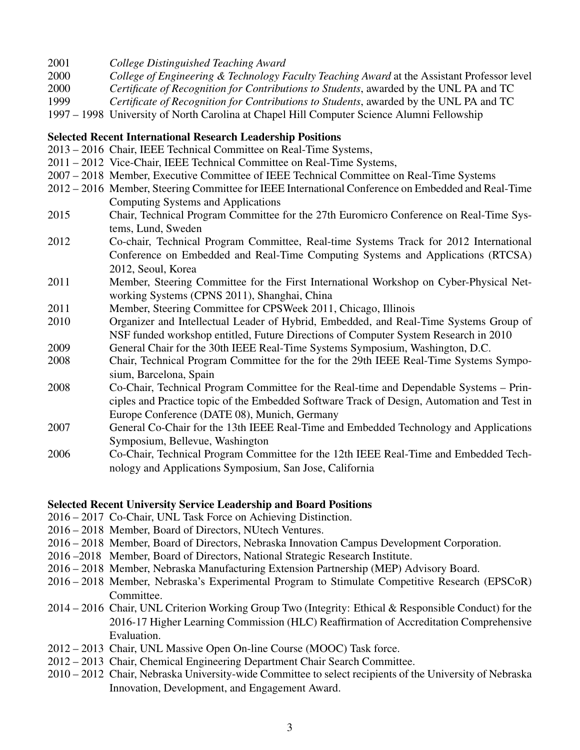2001 *College Distinguished Teaching Award*
2000 *College of Engineering & Technology Faculty Teaching Award* at the Assistant Professor level
2000 *Certificate of Recognition for Contributions to Students*, awarded by the UNL PA and TC
1999 *Certificate of Recognition for Contributions to Students*, awarded by the UNL PA and TC
1997 – 1998 University of North Carolina at Chapel Hill Computer Science Alumni Fellowship

**Selected Recent International Research Leadership Positions**

2013 – 2016 Chair, IEEE Technical Committee on Real-Time Systems,
2011 – 2012 Vice-Chair, IEEE Technical Committee on Real-Time Systems,
2007 – 2018 Member, Executive Committee of IEEE Technical Committee on Real-Time Systems
2012 – 2016 Member, Steering Committee for IEEE International Conference on Embedded and Real-Time Computing Systems and Applications
2015 Chair, Technical Program Committee for the 27th Euromicro Conference on Real-Time Systems, Lund, Sweden
2012 Co-chair, Technical Program Committee, Real-time Systems Track for 2012 International Conference on Embedded and Real-Time Computing Systems and Applications (RTCSA) 2012, Seoul, Korea
2011 Member, Steering Committee for the First International Workshop on Cyber-Physical Networking Systems (CPNS 2011), Shanghai, China
2011 Member, Steering Committee for CPSWeek 2011, Chicago, Illinois
2010 Organizer and Intellectual Leader of Hybrid, Embedded, and Real-Time Systems Group of NSF funded workshop entitled, Future Directions of Computer System Research in 2010
2009 General Chair for the 30th IEEE Real-Time Systems Symposium, Washington, D.C.
2008 Chair, Technical Program Committee for the for the 29th IEEE Real-Time Systems Symposium, Barcelona, Spain
2008 Co-Chair, Technical Program Committee for the Real-time and Dependable Systems – Principles and Practice topic of the Embedded Software Track of Design, Automation and Test in Europe Conference (DATE 08), Munich, Germany
2007 General Co-Chair for the 13th IEEE Real-Time and Embedded Technology and Applications Symposium, Bellevue, Washington
2006 Co-Chair, Technical Program Committee for the 12th IEEE Real-Time and Embedded Technology and Applications Symposium, San Jose, California

**Selected Recent University Service Leadership and Board Positions**

2016 – 2017 Co-Chair, UNL Task Force on Achieving Distinction.
2016 – 2018 Member, Board of Directors, NUtech Ventures.
2016 – 2018 Member, Board of Directors, Nebraska Innovation Campus Development Corporation.
2016 –2018 Member, Board of Directors, National Strategic Research Institute.
2016 – 2018 Member, Nebraska Manufacturing Extension Partnership (MEP) Advisory Board.
2016 – 2018 Member, Nebraska's Experimental Program to Stimulate Competitive Research (EPSCoR) Committee.
2014 – 2016 Chair, UNL Criterion Working Group Two (Integrity: Ethical & Responsible Conduct) for the 2016-17 Higher Learning Commission (HLC) Reaffirmation of Accreditation Comprehensive Evaluation.
2012 – 2013 Chair, UNL Massive Open On-line Course (MOOC) Task force.
2012 – 2013 Chair, Chemical Engineering Department Chair Search Committee.
2010 – 2012 Chair, Nebraska University-wide Committee to select recipients of the University of Nebraska Innovation, Development, and Engagement Award.